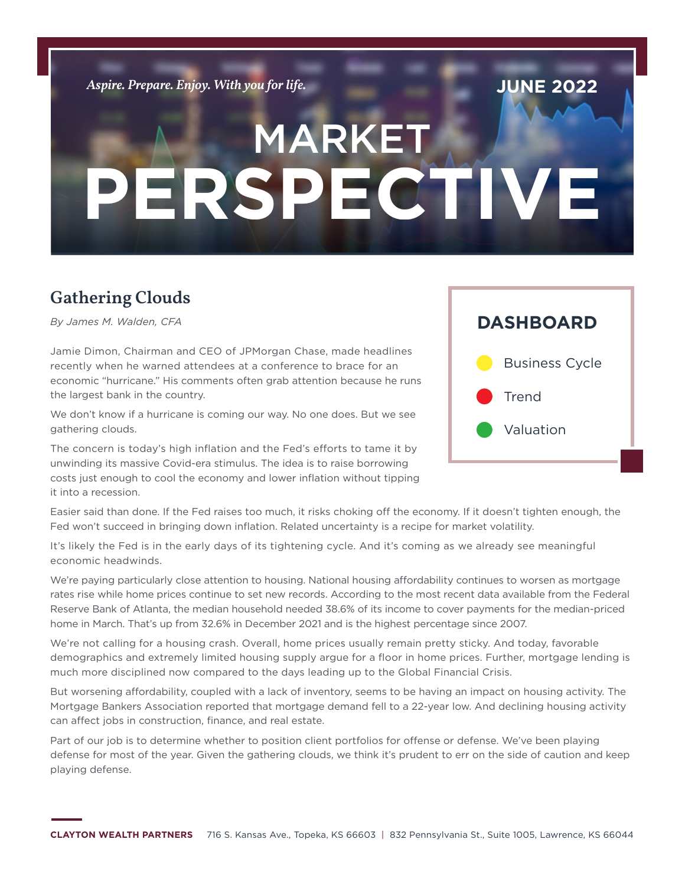*Aspire. Prepare. Enjoy. With you for life.*

**JUNE 2022**

# MARKET PERSPECTIVE

## Gathering Clouds

*By James M. Walden, CFA*

**DASHBOARD**

- Business Cycle (yellow)
- Trend (red)
- Valuation (green)

Jamie Dimon, Chairman and CEO of JPMorgan Chase, made headlines recently when he warned attendees at a conference to brace for an economic "hurricane." His comments often grab attention because he runs the largest bank in the country.

We don't know if a hurricane is coming our way. No one does. But we see gathering clouds.

The concern is today's high inflation and the Fed's efforts to tame it by unwinding its massive Covid-era stimulus. The idea is to raise borrowing costs just enough to cool the economy and lower inflation without tipping it into a recession.

Easier said than done. If the Fed raises too much, it risks choking off the economy. If it doesn't tighten enough, the Fed won't succeed in bringing down inflation. Related uncertainty is a recipe for market volatility.

It's likely the Fed is in the early days of its tightening cycle. And it's coming as we already see meaningful economic headwinds.

We're paying particularly close attention to housing. National housing affordability continues to worsen as mortgage rates rise while home prices continue to set new records. According to the most recent data available from the Federal Reserve Bank of Atlanta, the median household needed 38.6% of its income to cover payments for the median-priced home in March. That's up from 32.6% in December 2021 and is the highest percentage since 2007.

We're not calling for a housing crash. Overall, home prices usually remain pretty sticky. And today, favorable demographics and extremely limited housing supply argue for a floor in home prices. Further, mortgage lending is much more disciplined now compared to the days leading up to the Global Financial Crisis.

But worsening affordability, coupled with a lack of inventory, seems to be having an impact on housing activity. The Mortgage Bankers Association reported that mortgage demand fell to a 22-year low. And declining housing activity can affect jobs in construction, finance, and real estate.

Part of our job is to determine whether to position client portfolios for offense or defense. We've been playing defense for most of the year. Given the gathering clouds, we think it's prudent to err on the side of caution and keep playing defense.

**CLAYTON WEALTH PARTNERS** 716 S. Kansas Ave., Topeka, KS 66603 | 832 Pennsylvania St., Suite 1005, Lawrence, KS 66044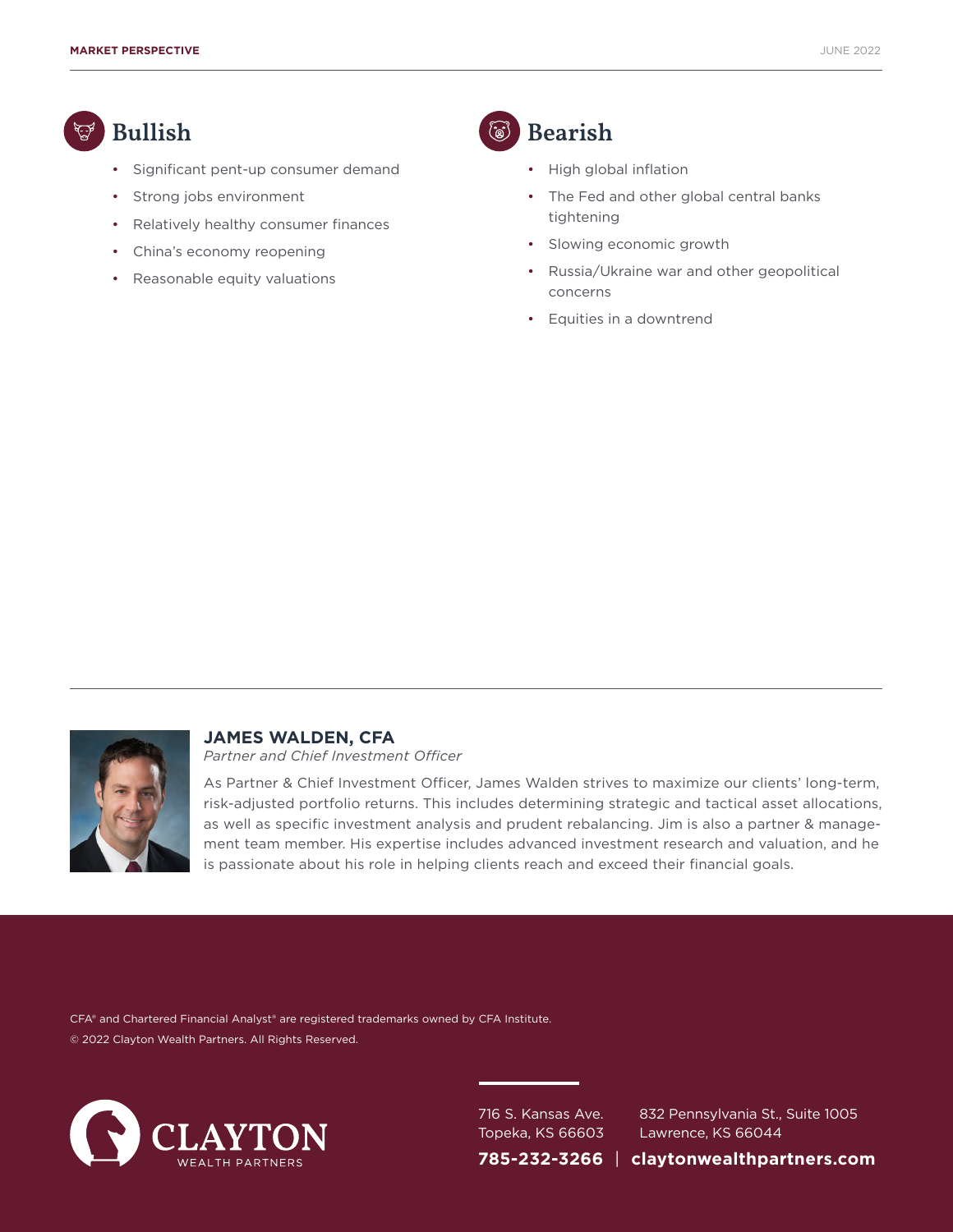## Bullish

- Significant pent-up consumer demand
- Strong jobs environment
- Relatively healthy consumer finances
- China's economy reopening
- Reasonable equity valuations

## Bearish

- High global inflation
- The Fed and other global central banks tightening
- Slowing economic growth
- Russia/Ukraine war and other geopolitical concerns
- Equities in a downtrend

---

### JAMES WALDEN, CFA

*Partner and Chief Investment Officer*

As Partner & Chief Investment Officer, James Walden strives to maximize our clients' long-term, risk-adjusted portfolio returns. This includes determining strategic and tactical asset allocations, as well as specific investment analysis and prudent rebalancing. Jim is also a partner & management team member. His expertise includes advanced investment research and valuation, and he is passionate about his role in helping clients reach and exceed their financial goals.

CFA® and Chartered Financial Analyst® are registered trademarks owned by CFA Institute.

© 2022 Clayton Wealth Partners. All Rights Reserved.

CLAYTON WEALTH PARTNERS

716 S. Kansas Ave.
Topeka, KS 66603

832 Pennsylvania St., Suite 1005
Lawrence, KS 66044

**785-232-3266** | **claytonwealthpartners.com**